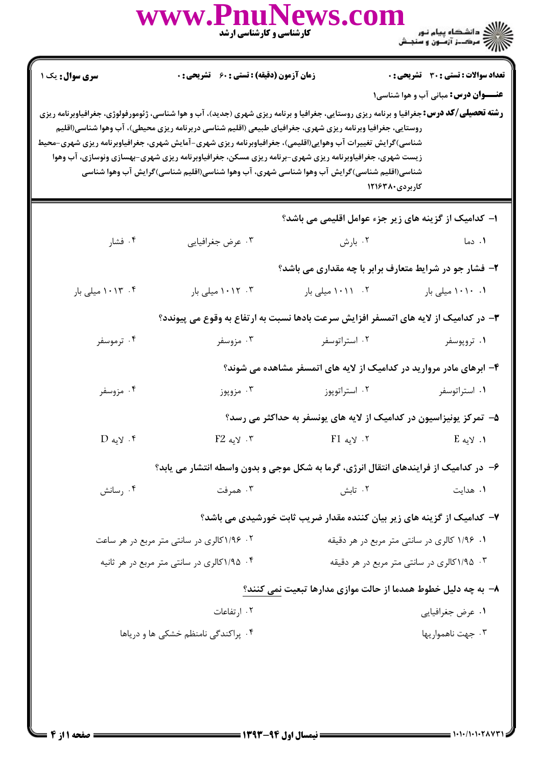**سری سوال:** یک ۱

**زمان آزمون (دقیقه) : تستی : ۶۰ تشریحی : ۰**

**تعداد سوالات : تستی : ۳۰ تشریحی : ۰**

**عنـــوان درس:** مبانی آب و هوا شناسی۱

**رشته تحصیلی/کد درس:** جغرافیا و برنامه ریزی روستایی، جغرافیا و برنامه ریزی شهری (جدید)، آب و هوا شناسی، ژئومورفولوژی، جغرافیاوبرنامه ریزی روستایی، جغرافیا وبرنامه ریزی شهری، جغرافیای طبیعی (اقلیم شناسی دربرنامه ریزی محیطی)، آب وهوا شناسی(اقلیم شناسی)گرایش تغییرات آب وهوایی(اقلیمی)، جغرافیاوبرنامه ریزی شهری-آمایش شهری، جغرافیاوبرنامه ریزی شهری-محیط زیست شهری، جغرافیاوبرنامه ریزی شهری-برنامه ریزی مسکن، جغرافیاوبرنامه ریزی شهری-بهسازی ونوسازی، آب وهوا شناسی(اقلیم شناسی)گرایش آب وهوا شناسی شهری، آب وهوا شناسی(اقلیم شناسی)گرایش آب وهوا شناسی کاربردی۱۲۱۶۳۸۰

---

۱- کدامیک از گزینه های زیر جزء عوامل اقلیمی می باشد؟

۱. دما
۲. بارش
۳. عرض جغرافیایی
۴. فشار

۲- فشار جو در شرایط متعارف برابر با چه مقداری می باشد؟

۱. ۱۰۱۰ میلی بار
۲. ۱۰۱۱ میلی بار
۳. ۱۰۱۲ میلی بار
۴. ۱۰۱۳ میلی بار

۳- در کدامیک از لایه های اتمسفر افزایش سرعت بادها نسبت به ارتفاع به وقوع می پیوندد؟

۱. تروپوسفر
۲. استراتوسفر
۳. مزوسفر
۴. ترموسفر

۴- ابرهای مادر مروارید در کدامیک از لایه های اتمسفر مشاهده می شوند؟

۱. استراتوسفر
۲. استراتوپوز
۳. مزوپوز
۴. مزوسفر

۵- تمرکز یونیزاسیون در کدامیک از لایه های یونسفر به حداکثر می رسد؟

۱. لایه E
۲. لایه F1
۳. لایه F2
۴. لایه D

۶- در کدامیک از فرایندهای انتقال انرژی، گرما به شکل موجی و بدون واسطه انتشار می یابد؟

۱. هدایت
۲. تابش
۳. همرفت
۴. رسانش

۷- کدامیک از گزینه های زیر بیان کننده مقدار ضریب ثابت خورشیدی می باشد؟

۱. ۱/۹۶ کالری در سانتی متر مربع در هر دقیقه
۲. ۱/۹۶کالری در سانتی متر مربع در هر ساعت
۳. ۱/۹۵کالری در سانتی متر مربع در هر دقیقه
۴. ۱/۹۵کالری در سانتی متر مربع در هر ثانیه

۸- به چه دلیل خطوط همدما از حالت موازی مدارها تبعیت نمی کنند؟

۱. عرض جغرافیایی
۲. ارتفاعات
۳. جهت ناهمواریها
۴. پراکندگی نامنظم خشکی ها و دریاها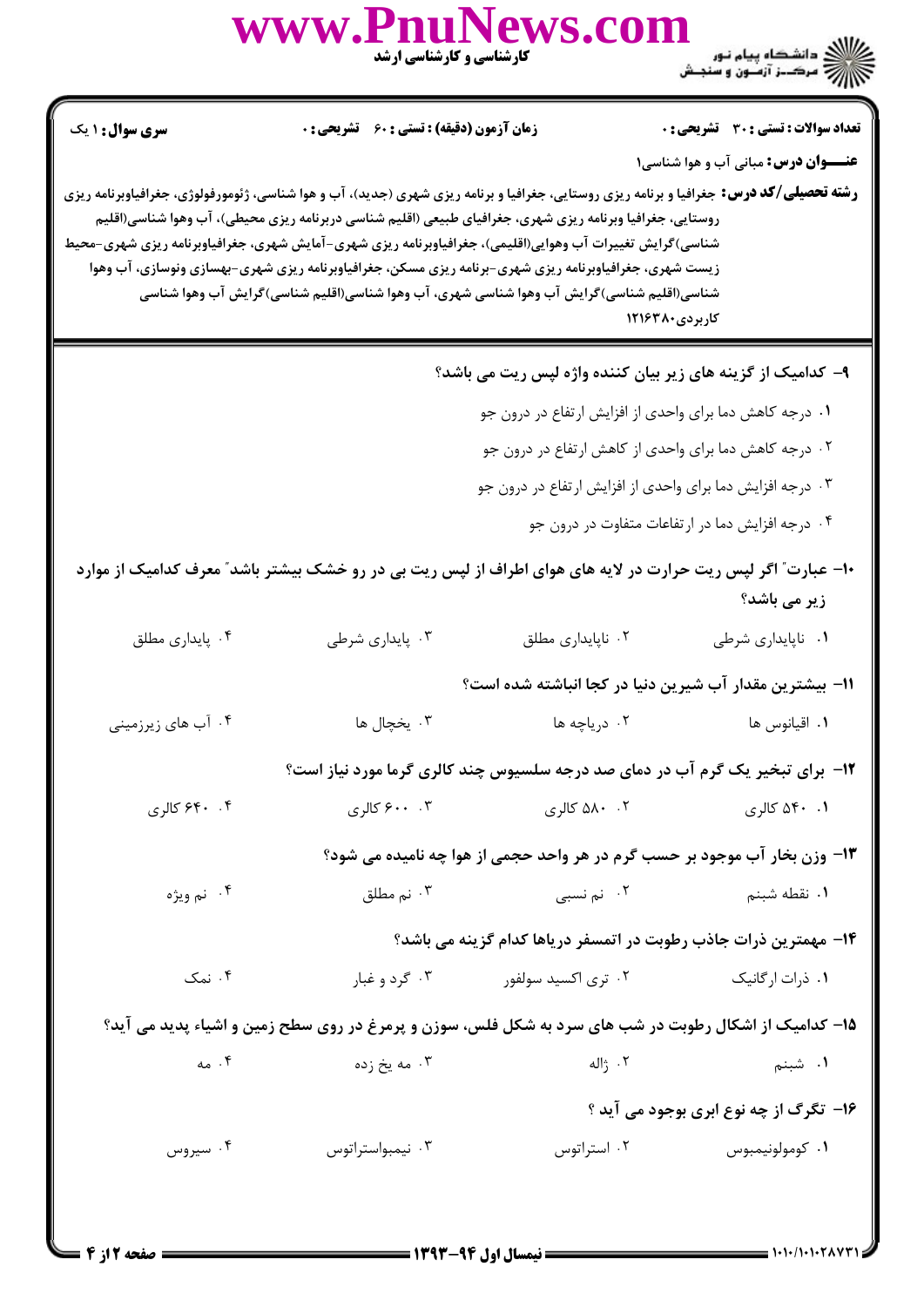**سری سوال:** ۱ یک

**زمان آزمون (دقیقه) : تستی : ۶۰ تشریحی : ۰**

**تعداد سوالات : تستی : ۳۰ تشریحی : ۰**

**عنـــوان درس:** مبانی آب و هوا شناسی۱

**رشته تحصیلی/کد درس:** جغرافیا و برنامه ریزی روستایی، جغرافیا و برنامه ریزی شهری (جدید)، آب و هوا شناسی، ژئومورفولوژی، جغرافیاوبرنامه ریزی روستایی، جغرافیا وبرنامه ریزی شهری، جغرافیای طبیعی (اقلیم شناسی دربرنامه ریزی محیطی)، آب وهوا شناسی(اقلیم شناسی)گرایش تغییرات آب وهوایی(اقلیمی)، جغرافیاوبرنامه ریزی شهری-آمایش شهری، جغرافیاوبرنامه ریزی شهری-محیط زیست شهری، جغرافیاوبرنامه ریزی شهری-برنامه ریزی مسکن، جغرافیاوبرنامه ریزی شهری-بهسازی ونوسازی، آب وهوا شناسی(اقلیم شناسی)گرایش آب وهوا شناسی شهری، آب وهوا شناسی(اقلیم شناسی)گرایش آب وهوا شناسی کاربردی۱۲۱۶۳۸۰

۹- کدامیک از گزینه های زیر بیان کننده واژه لپس ریت می باشد؟

۱. درجه کاهش دما برای واحدی از افزایش ارتفاع در درون جو

۲. درجه کاهش دما برای واحدی از کاهش ارتفاع در درون جو

۳. درجه افزایش دما برای واحدی از افزایش ارتفاع در درون جو

۴. درجه افزایش دما در ارتفاعات متفاوت در درون جو

۱۰- عبارت" اگر لپس ریت حرارت در لایه های هوای اطراف از لپس ریت بی در رو خشک بیشتر باشد" معرف کدامیک از موارد زیر می باشد؟

۱. ناپایداری شرطی
۲. ناپایداری مطلق
۳. پایداری شرطی
۴. پایداری مطلق

۱۱- بیشترین مقدار آب شیرین دنیا در کجا انباشته شده است؟

۱. اقیانوس ها
۲. دریاچه ها
۳. یخچال ها
۴. آب های زیرزمینی

۱۲- برای تبخیر یک گرم آب در دمای صد درجه سلسیوس چند کالری گرما مورد نیاز است؟

۱. ۵۴۰ کالری
۲. ۵۸۰ کالری
۳. ۶۰۰ کالری
۴. ۶۴۰ کالری

۱۳- وزن بخار آب موجود بر حسب گرم در هر واحد حجمی از هوا چه نامیده می شود؟

۱. نقطه شبنم
۲. نم نسبی
۳. نم مطلق
۴. نم ویژه

۱۴- مهمترین ذرات جاذب رطوبت در اتمسفر دریاها کدام گزینه می باشد؟

۱. ذرات ارگانیک
۲. تری اکسید سولفور
۳. گرد و غبار
۴. نمک

۱۵- کدامیک از اشکال رطوبت در شب های سرد به شکل فلس، سوزن و پرمرغ در روی سطح زمین و اشیاء پدید می آید؟

۱. شبنم
۲. ژاله
۳. مه یخ زده
۴. مه

۱۶- تگرگ از چه نوع ابری بوجود می آید ؟

۱. کومولونیمبوس
۲. استراتوس
۳. نیمبواستراتوس
۴. سیروس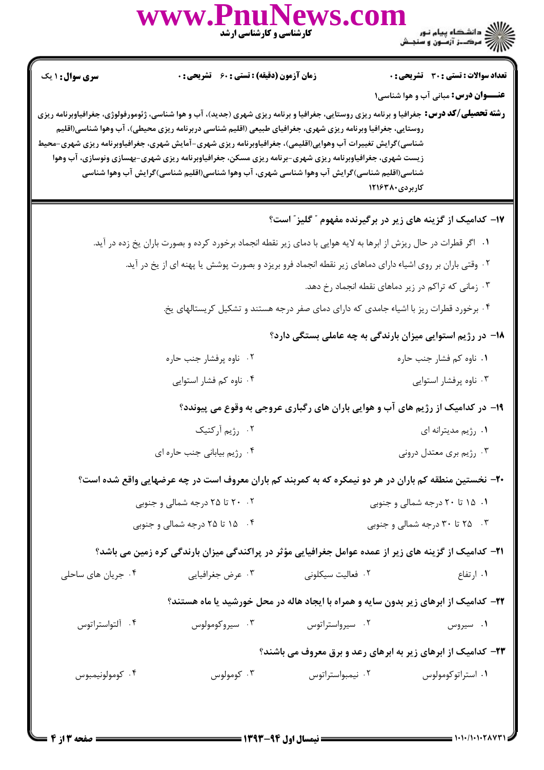**سری سوال:** ۱ یک

**زمان آزمون (دقیقه) : تستی : ۶۰ تشریحی : ۰**

**تعداد سوالات : تستی : ۳۰ تشریحی : ۰**

**عنـــوان درس:** مبانی آب و هوا شناسی۱

**رشته تحصیلی/کد درس:** جغرافیا و برنامه ریزی روستایی، جغرافیا و برنامه ریزی شهری (جدید)، آب و هوا شناسی، ژئومورفولوژی، جغرافیاوبرنامه ریزی روستایی، جغرافیا وبرنامه ریزی شهری، جغرافیای طبیعی (اقلیم شناسی دربرنامه ریزی محیطی)، آب وهوا شناسی(اقلیم شناسی)گرایش تغییرات آب وهوایی(اقلیمی)، جغرافیاوبرنامه ریزی شهری-آمایش شهری، جغرافیاوبرنامه ریزی شهری-محیط زیست شهری، جغرافیاوبرنامه ریزی شهری-برنامه ریزی مسکن، جغرافیاوبرنامه ریزی شهری-بهسازی ونوسازی، آب وهوا شناسی(اقلیم شناسی)گرایش آب وهوا شناسی شهری، آب وهوا شناسی(اقلیم شناسی)گرایش آب وهوا شناسی کاربردی۱۲۱۶۳۸۰

**۱۷- کدامیک از گزینه های زیر در برگیرنده مفهوم " گلیز" است؟**

۱. اگر قطرات در حال ریزش از ابرها به لایه هوایی با دمای زیر نقطه انجماد برخورد کرده و بصورت باران یخ زده در آید.

۲. وقتی باران بر روی اشیاء دارای دماهای زیر نقطه انجماد فرو بریزد و بصورت پوشش یا پهنه ای از یخ در آید.

۳. زمانی که تراکم در زیر دماهای نقطه انجماد رخ دهد.

۴. برخورد قطرات ریز با اشیاء جامدی که دارای دمای صفر درجه هستند و تشکیل کریستالهای یخ.

**۱۸- در رژیم استوایی میزان بارندگی به چه عاملی بستگی دارد؟**

۱. ناوه کم فشار جنب حاره

۲. ناوه پرفشار جنب حاره

۳. ناوه پرفشار استوایی

۴. ناوه کم فشار استوایی

**۱۹- در کدامیک از رژیم های آب و هوایی باران های رگباری عروجی به وقوع می پیوندد؟**

۱. رژیم مدیترانه ای

۲. رژیم آرکتیک

۳. رژیم بری معتدل درونی

۴. رژیم بیابانی جنب حاره ای

**۲۰- نخستین منطقه کم باران در هر دو نیمکره که به کمربند کم باران معروف است در چه عرضهایی واقع شده است؟**

۱. ۱۵ تا ۲۰ درجه شمالی و جنوبی

۲. ۲۰ تا ۲۵ درجه شمالی و جنوبی

۳. ۲۵ تا ۳۰ درجه شمالی و جنوبی

۴. ۱۵ تا ۲۵ درجه شمالی و جنوبی

**۲۱- کدامیک از گزینه های زیر از عمده عوامل جغرافیایی مؤثر در پراکندگی میزان بارندگی کره زمین می باشد؟**

۱. ارتفاع

۲. فعالیت سیکلونی

۳. عرض جغرافیایی

۴. جریان های ساحلی

**۲۲- کدامیک از ابرهای زیر بدون سایه و همراه با ایجاد هاله در محل خورشید یا ماه هستند؟**

۱. سیروس

۲. سیرواستراتوس

۳. سیروکومولوس

۴. آلتواستراتوس

**۲۳- کدامیک از ابرهای زیر به ابرهای رعد و برق معروف می باشند؟**

۱. استراتوکومولوس

۲. نیمبواستراتوس

۳. کومولوس

۴. کومولونیمبوس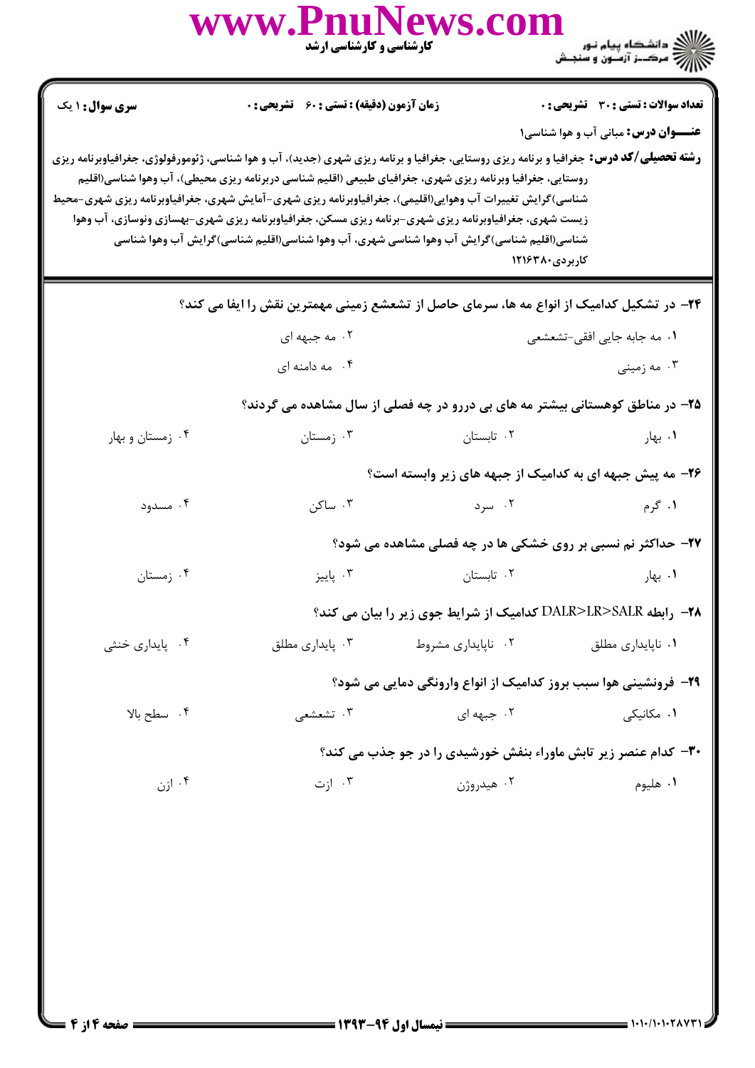**سری سوال:** ۱ یک

**زمان آزمون (دقیقه) : تستی :** ۶۰ **تشریحی :** ۰

**تعداد سوالات : تستی :** ۳۰ **تشریحی :** ۰

**عنـــوان درس:** مبانی آب و هوا شناسی۱

**رشته تحصیلی/کد درس:** جغرافیا و برنامه ریزی روستایی، جغرافیا و برنامه ریزی شهری (جدید)، آب و هوا شناسی، ژئومورفولوژی، جغرافیاوبرنامه ریزی روستایی، جغرافیا وبرنامه ریزی شهری، جغرافیای طبیعی (اقلیم شناسی دربرنامه ریزی محیطی)، آب وهوا شناسی(اقلیم شناسی)گرایش تغییرات آب وهوایی(اقلیمی)، جغرافیاوبرنامه ریزی شهری-آمایش شهری، جغرافیاوبرنامه ریزی شهری-محیط زیست شهری، جغرافیاوبرنامه ریزی شهری-برنامه ریزی مسکن، جغرافیاوبرنامه ریزی شهری-بهسازی ونوسازی، آب وهوا شناسی(اقلیم شناسی)گرایش آب وهوا شناسی شهری، آب وهوا شناسی(اقلیم شناسی)گرایش آب وهوا شناسی کاربردی۱۲۱۶۳۸۰

**۲۴- در تشکیل کدامیک از انواع مه ها، سرمای حاصل از تشعشع زمینی مهمترین نقش را ایفا می کند؟**

۱. مه جابه جایی افقی-تشعشعی

۲. مه جبهه ای

۳. مه زمینی

۴. مه دامنه ای

**۲۵- در مناطق کوهستانی بیشتر مه های بی دررو در چه فصلی از سال مشاهده می گردند؟**

۱. بهار

۲. تابستان

۳. زمستان

۴. زمستان و بهار

**۲۶- مه پیش جبهه ای به کدامیک از جبهه های زیر وابسته است؟**

۱. گرم

۲. سرد

۳. ساکن

۴. مسدود

**۲۷- حداکثر نم نسبی بر روی خشکی ها در چه فصلی مشاهده می شود؟**

۱. بهار

۲. تابستان

۳. پاییز

۴. زمستان

**۲۸- رابطه DALR>LR>SALR کدامیک از شرایط جوی زیر را بیان می کند؟**

۱. ناپایداری مطلق

۲. ناپایداری مشروط

۳. پایداری مطلق

۴. پایداری خنثی

**۲۹- فرونشینی هوا سبب بروز کدامیک از انواع وارونگی دمایی می شود؟**

۱. مکانیکی

۲. جبهه ای

۳. تشعشعی

۴. سطح بالا

**۳۰- کدام عنصر زیر تابش ماوراء بنفش خورشیدی را در جو جذب می کند؟**

۱. هلیوم

۲. هیدروژن

۳. ازت

۴. ازن